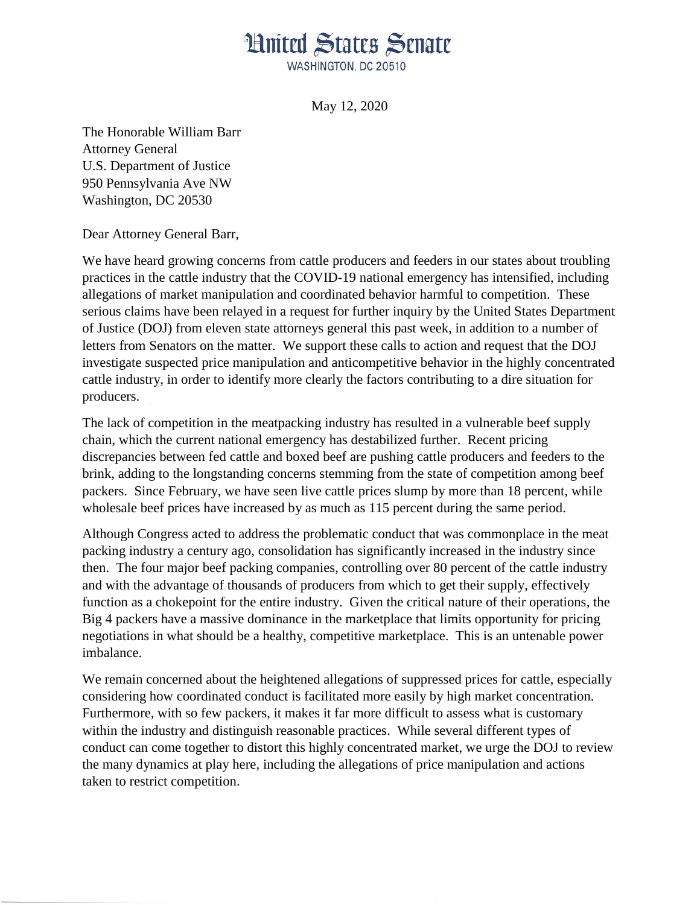# United States Senate

WASHINGTON, DC 20510

May 12, 2020

The Honorable William Barr
Attorney General
U.S. Department of Justice
950 Pennsylvania Ave NW
Washington, DC 20530

Dear Attorney General Barr,

We have heard growing concerns from cattle producers and feeders in our states about troubling practices in the cattle industry that the COVID-19 national emergency has intensified, including allegations of market manipulation and coordinated behavior harmful to competition. These serious claims have been relayed in a request for further inquiry by the United States Department of Justice (DOJ) from eleven state attorneys general this past week, in addition to a number of letters from Senators on the matter. We support these calls to action and request that the DOJ investigate suspected price manipulation and anticompetitive behavior in the highly concentrated cattle industry, in order to identify more clearly the factors contributing to a dire situation for producers.

The lack of competition in the meatpacking industry has resulted in a vulnerable beef supply chain, which the current national emergency has destabilized further. Recent pricing discrepancies between fed cattle and boxed beef are pushing cattle producers and feeders to the brink, adding to the longstanding concerns stemming from the state of competition among beef packers. Since February, we have seen live cattle prices slump by more than 18 percent, while wholesale beef prices have increased by as much as 115 percent during the same period.

Although Congress acted to address the problematic conduct that was commonplace in the meat packing industry a century ago, consolidation has significantly increased in the industry since then. The four major beef packing companies, controlling over 80 percent of the cattle industry and with the advantage of thousands of producers from which to get their supply, effectively function as a chokepoint for the entire industry. Given the critical nature of their operations, the Big 4 packers have a massive dominance in the marketplace that limits opportunity for pricing negotiations in what should be a healthy, competitive marketplace. This is an untenable power imbalance.

We remain concerned about the heightened allegations of suppressed prices for cattle, especially considering how coordinated conduct is facilitated more easily by high market concentration. Furthermore, with so few packers, it makes it far more difficult to assess what is customary within the industry and distinguish reasonable practices. While several different types of conduct can come together to distort this highly concentrated market, we urge the DOJ to review the many dynamics at play here, including the allegations of price manipulation and actions taken to restrict competition.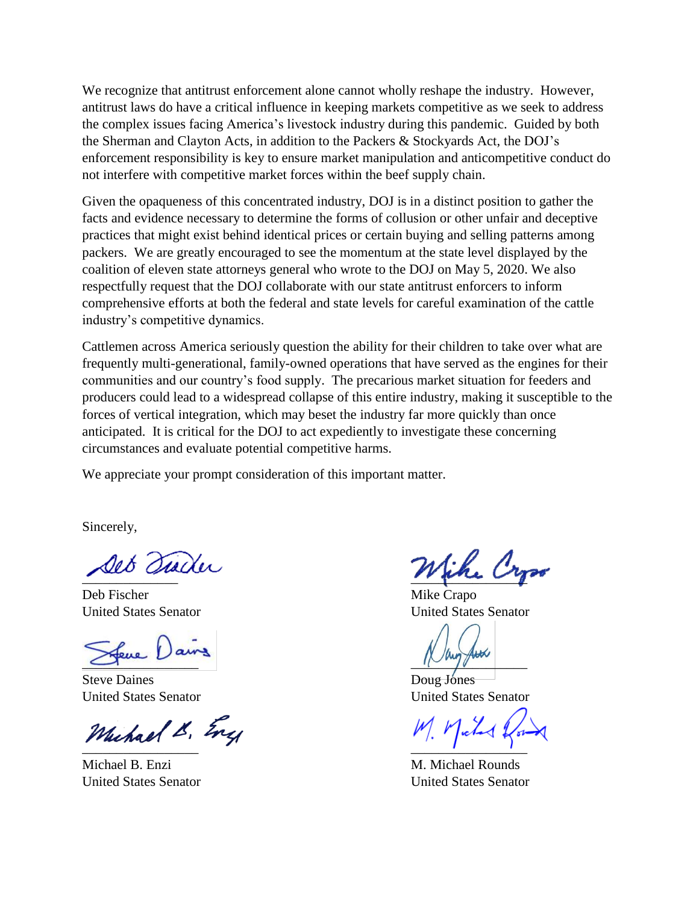We recognize that antitrust enforcement alone cannot wholly reshape the industry. However, antitrust laws do have a critical influence in keeping markets competitive as we seek to address the complex issues facing America's livestock industry during this pandemic. Guided by both the Sherman and Clayton Acts, in addition to the Packers & Stockyards Act, the DOJ's enforcement responsibility is key to ensure market manipulation and anticompetitive conduct do not interfere with competitive market forces within the beef supply chain.

Given the opaqueness of this concentrated industry, DOJ is in a distinct position to gather the facts and evidence necessary to determine the forms of collusion or other unfair and deceptive practices that might exist behind identical prices or certain buying and selling patterns among packers. We are greatly encouraged to see the momentum at the state level displayed by the coalition of eleven state attorneys general who wrote to the DOJ on May 5, 2020. We also respectfully request that the DOJ collaborate with our state antitrust enforcers to inform comprehensive efforts at both the federal and state levels for careful examination of the cattle industry's competitive dynamics.

Cattlemen across America seriously question the ability for their children to take over what are frequently multi-generational, family-owned operations that have served as the engines for their communities and our country's food supply. The precarious market situation for feeders and producers could lead to a widespread collapse of this entire industry, making it susceptible to the forces of vertical integration, which may beset the industry far more quickly than once anticipated. It is critical for the DOJ to act expediently to investigate these concerning circumstances and evaluate potential competitive harms.

We appreciate your prompt consideration of this important matter.

Sincerely,

Deb Fischer
United States Senator

Mike Crapo
United States Senator

Steve Daines
United States Senator

Doug Jones
United States Senator

Michael B. Enzi
United States Senator

M. Michael Rounds
United States Senator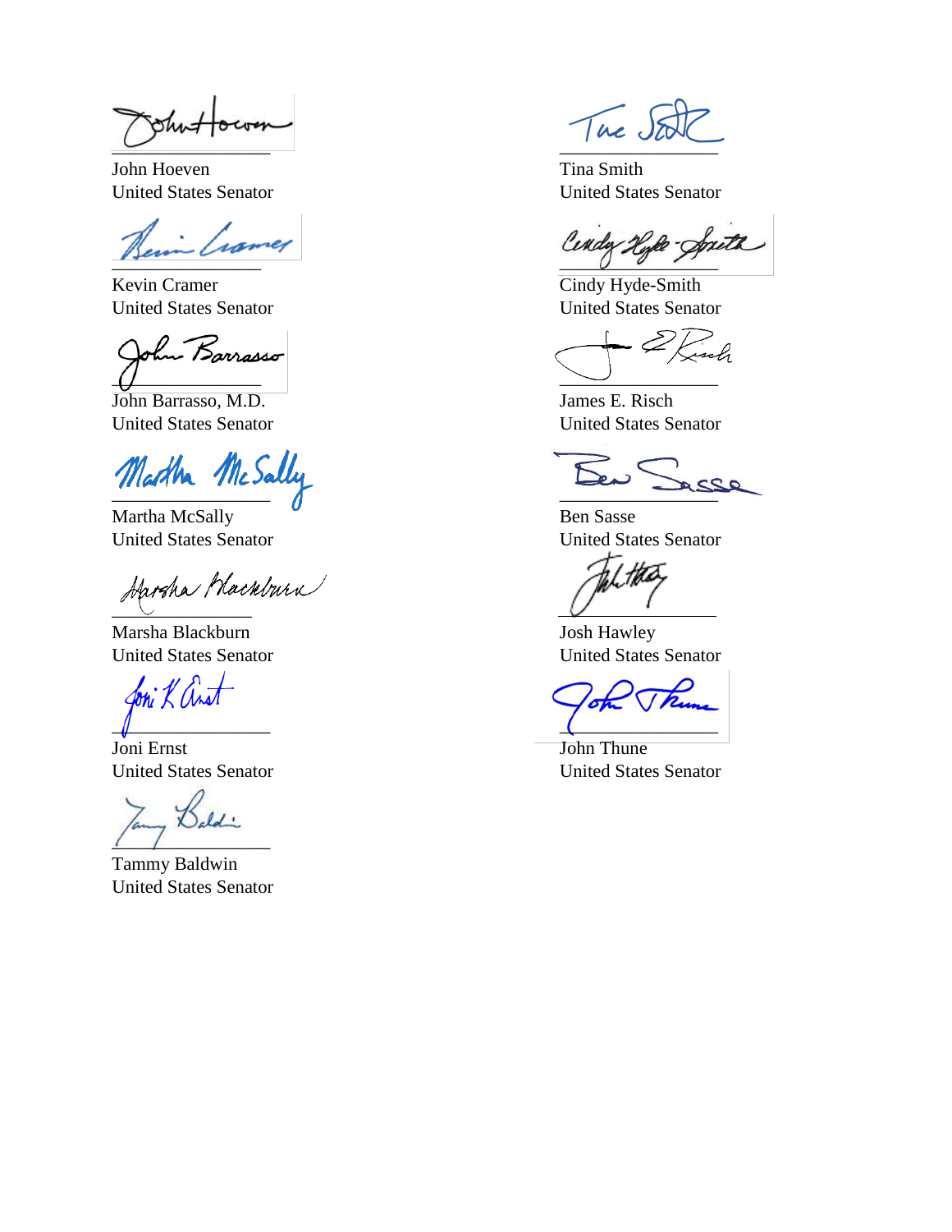John Hoeven
United States Senator

Kevin Cramer
United States Senator

John Barrasso, M.D.
United States Senator

Martha McSally
United States Senator

Marsha Blackburn
United States Senator

Joni Ernst
United States Senator

Tammy Baldwin
United States Senator

Tina Smith
United States Senator

Cindy Hyde-Smith
United States Senator

James E. Risch
United States Senator

Ben Sasse
United States Senator

Josh Hawley
United States Senator

John Thune
United States Senator